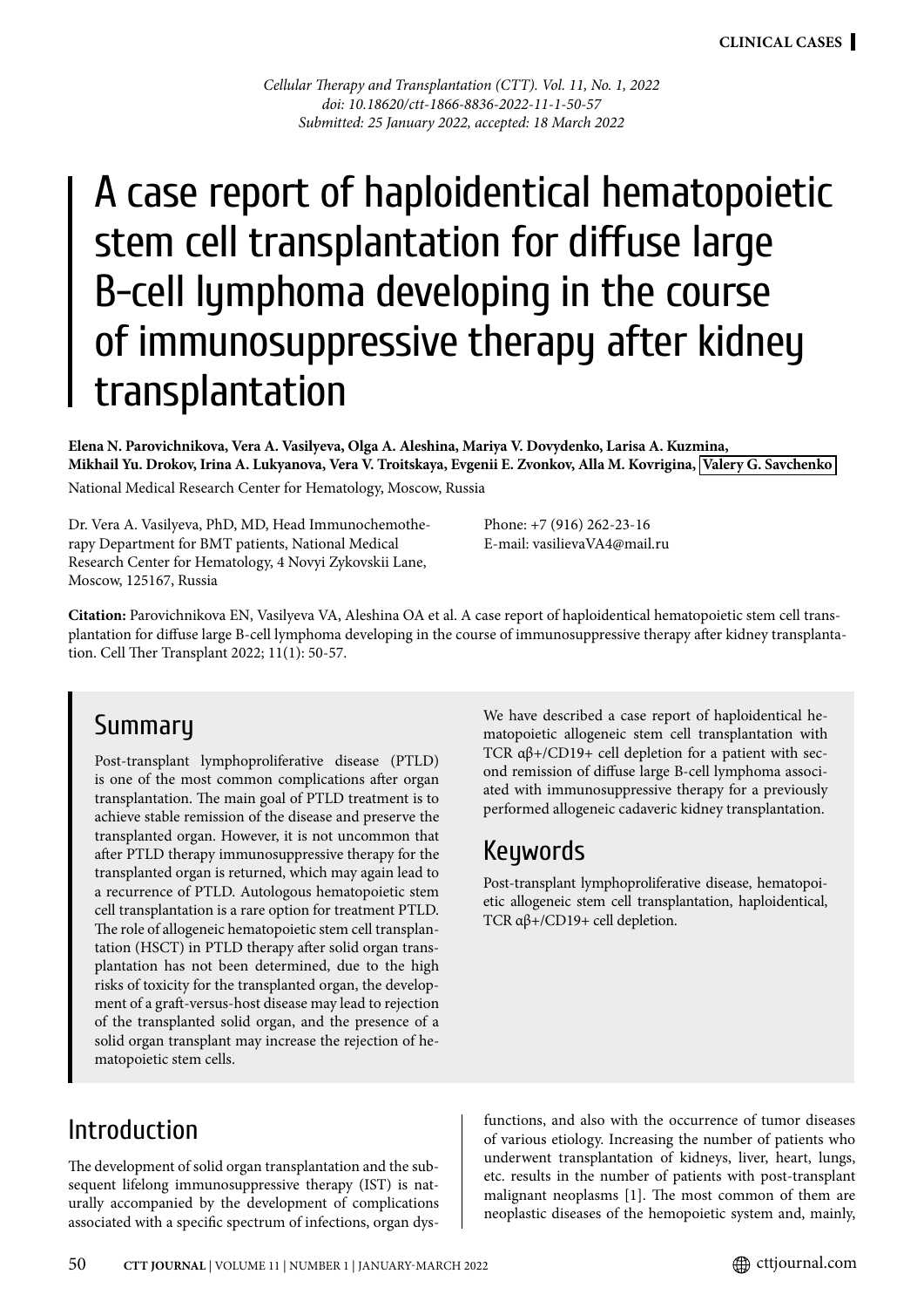Cellular Therapy and Transplantation (CTT). Vol. 11, No. 1, 2022
doi: 10.18620/ctt-1866-8836-2022-11-1-50-57
Submitted: 25 January 2022, accepted: 18 March 2022

# A case report of haploidentical hematopoietic stem cell transplantation for diffuse large B-cell lymphoma developing in the course of immunosuppressive therapy after kidney transplantation

**Elena N. Parovichnikova, Vera A. Vasilyeva, Olga A. Aleshina, Mariya V. Dovydenko, Larisa A. Kuzmina, Mikhail Yu. Drokov, Irina A. Lukyanova, Vera V. Troitskaya, Evgenii E. Zvonkov, Alla M. Kovrigina, Valery G. Savchenko**

National Medical Research Center for Hematology, Moscow, Russia

Dr. Vera A. Vasilyeva, PhD, MD, Head Immunochemotherapy Department for BMT patients, National Medical Research Center for Hematology, 4 Novyi Zykovskii Lane, Moscow, 125167, Russia

Phone: +7 (916) 262-23-16
E-mail: vasilievaVA4@mail.ru

**Citation:** Parovichnikova EN, Vasilyeva VA, Aleshina OA et al. A case report of haploidentical hematopoietic stem cell transplantation for diffuse large B-cell lymphoma developing in the course of immunosuppressive therapy after kidney transplantation. Cell Ther Transplant 2022; 11(1): 50-57.

## Summary

Post-transplant lymphoproliferative disease (PTLD) is one of the most common complications after organ transplantation. The main goal of PTLD treatment is to achieve stable remission of the disease and preserve the transplanted organ. However, it is not uncommon that after PTLD therapy immunosuppressive therapy for the transplanted organ is returned, which may again lead to a recurrence of PTLD. Autologous hematopoietic stem cell transplantation is a rare option for treatment PTLD. The role of allogeneic hematopoietic stem cell transplantation (HSCT) in PTLD therapy after solid organ transplantation has not been determined, due to the high risks of toxicity for the transplanted organ, the development of a graft-versus-host disease may lead to rejection of the transplanted solid organ, and the presence of a solid organ transplant may increase the rejection of hematopoietic stem cells.

We have described a case report of haploidentical hematopoietic allogeneic stem cell transplantation with TCR αβ+/CD19+ cell depletion for a patient with second remission of diffuse large B-cell lymphoma associated with immunosuppressive therapy for a previously performed allogeneic cadaveric kidney transplantation.

## Keywords

Post-transplant lymphoproliferative disease, hematopoietic allogeneic stem cell transplantation, haploidentical, TCR αβ+/CD19+ cell depletion.

## Introduction

The development of solid organ transplantation and the subsequent lifelong immunosuppressive therapy (IST) is naturally accompanied by the development of complications associated with a specific spectrum of infections, organ dysfunctions, and also with the occurrence of tumor diseases of various etiology. Increasing the number of patients who underwent transplantation of kidneys, liver, heart, lungs, etc. results in the number of patients with post-transplant malignant neoplasms [1]. The most common of them are neoplastic diseases of the hemopoietic system and, mainly,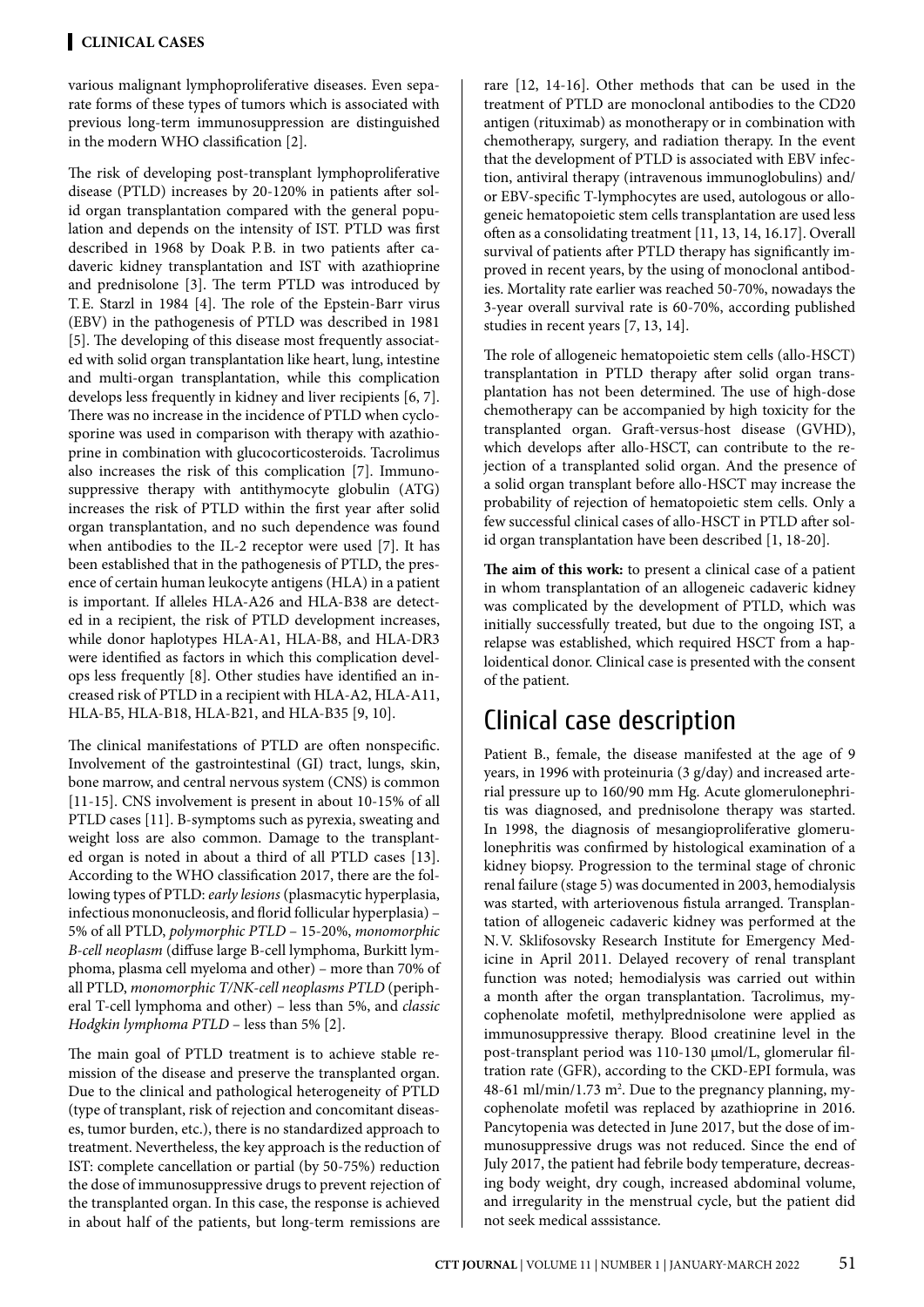various malignant lymphoproliferative diseases. Even separate forms of these types of tumors which is associated with previous long-term immunosuppression are distinguished in the modern WHO classification [2].

The risk of developing post-transplant lymphoproliferative disease (PTLD) increases by 20-120% in patients after solid organ transplantation compared with the general population and depends on the intensity of IST. PTLD was first described in 1968 by Doak P.B. in two patients after cadaveric kidney transplantation and IST with azathioprine and prednisolone [3]. The term PTLD was introduced by T.E. Starzl in 1984 [4]. The role of the Epstein-Barr virus (EBV) in the pathogenesis of PTLD was described in 1981 [5]. The developing of this disease most frequently associated with solid organ transplantation like heart, lung, intestine and multi-organ transplantation, while this complication develops less frequently in kidney and liver recipients [6, 7]. There was no increase in the incidence of PTLD when cyclosporine was used in comparison with therapy with azathioprine in combination with glucocorticosteroids. Tacrolimus also increases the risk of this complication [7]. Immunosuppressive therapy with antithymocyte globulin (ATG) increases the risk of PTLD within the first year after solid organ transplantation, and no such dependence was found when antibodies to the IL-2 receptor were used [7]. It has been established that in the pathogenesis of PTLD, the presence of certain human leukocyte antigens (HLA) in a patient is important. If alleles HLA-A26 and HLA-B38 are detected in a recipient, the risk of PTLD development increases, while donor haplotypes HLA-A1, HLA-B8, and HLA-DR3 were identified as factors in which this complication develops less frequently [8]. Other studies have identified an increased risk of PTLD in a recipient with HLA-A2, HLA-A11, HLA-B5, HLA-B18, HLA-B21, and HLA-B35 [9, 10].

The clinical manifestations of PTLD are often nonspecific. Involvement of the gastrointestinal (GI) tract, lungs, skin, bone marrow, and central nervous system (CNS) is common [11-15]. CNS involvement is present in about 10-15% of all PTLD cases [11]. B-symptoms such as pyrexia, sweating and weight loss are also common. Damage to the transplanted organ is noted in about a third of all PTLD cases [13]. According to the WHO classification 2017, there are the following types of PTLD: *early lesions* (plasmacytic hyperplasia, infectious mononucleosis, and florid follicular hyperplasia) – 5% of all PTLD, *polymorphic PTLD* – 15-20%, *monomorphic B-cell neoplasm* (diffuse large B-cell lymphoma, Burkitt lymphoma, plasma cell myeloma and other) – more than 70% of all PTLD, *monomorphic T/NK-cell neoplasms PTLD* (peripheral T-cell lymphoma and other) – less than 5%, and *classic Hodgkin lymphoma PTLD* – less than 5% [2].

The main goal of PTLD treatment is to achieve stable remission of the disease and preserve the transplanted organ. Due to the clinical and pathological heterogeneity of PTLD (type of transplant, risk of rejection and concomitant diseases, tumor burden, etc.), there is no standardized approach to treatment. Nevertheless, the key approach is the reduction of IST: complete cancellation or partial (by 50-75%) reduction the dose of immunosuppressive drugs to prevent rejection of the transplanted organ. In this case, the response is achieved in about half of the patients, but long-term remissions are rare [12, 14-16]. Other methods that can be used in the treatment of PTLD are monoclonal antibodies to the CD20 antigen (rituximab) as monotherapy or in combination with chemotherapy, surgery, and radiation therapy. In the event that the development of PTLD is associated with EBV infection, antiviral therapy (intravenous immunoglobulins) and/or EBV-specific T-lymphocytes are used, autologous or allogeneic hematopoietic stem cells transplantation are used less often as a consolidating treatment [11, 13, 14, 16.17]. Overall survival of patients after PTLD therapy has significantly improved in recent years, by the using of monoclonal antibodies. Mortality rate earlier was reached 50-70%, nowadays the 3-year overall survival rate is 60-70%, according published studies in recent years [7, 13, 14].

The role of allogeneic hematopoietic stem cells (allo-HSCT) transplantation in PTLD therapy after solid organ transplantation has not been determined. The use of high-dose chemotherapy can be accompanied by high toxicity for the transplanted organ. Graft-versus-host disease (GVHD), which develops after allo-HSCT, can contribute to the rejection of a transplanted solid organ. And the presence of a solid organ transplant before allo-HSCT may increase the probability of rejection of hematopoietic stem cells. Only a few successful clinical cases of allo-HSCT in PTLD after solid organ transplantation have been described [1, 18-20].

**The aim of this work:** to present a clinical case of a patient in whom transplantation of an allogeneic cadaveric kidney was complicated by the development of PTLD, which was initially successfully treated, but due to the ongoing IST, a relapse was established, which required HSCT from a haploidentical donor. Clinical case is presented with the consent of the patient.

## Clinical case description

Patient B., female, the disease manifested at the age of 9 years, in 1996 with proteinuria (3 g/day) and increased arterial pressure up to 160/90 mm Hg. Acute glomerulonephritis was diagnosed, and prednisolone therapy was started. In 1998, the diagnosis of mesangioproliferative glomerulonephritis was confirmed by histological examination of a kidney biopsy. Progression to the terminal stage of chronic renal failure (stage 5) was documented in 2003, hemodialysis was started, with arteriovenous fistula arranged. Transplantation of allogeneic cadaveric kidney was performed at the N.V. Sklifosovsky Research Institute for Emergency Medicine in April 2011. Delayed recovery of renal transplant function was noted; hemodialysis was carried out within a month after the organ transplantation. Tacrolimus, mycophenolate mofetil, methylprednisolone were applied as immunosuppressive therapy. Blood creatinine level in the post-transplant period was 110-130 μmol/L, glomerular filtration rate (GFR), according to the CKD-EPI formula, was 48-61 ml/min/1.73 $m^2$. Due to the pregnancy planning, mycophenolate mofetil was replaced by azathioprine in 2016. Pancytopenia was detected in June 2017, but the dose of immunosuppressive drugs was not reduced. Since the end of July 2017, the patient had febrile body temperature, decreasing body weight, dry cough, increased abdominal volume, and irregularity in the menstrual cycle, but the patient did not seek medical asssistance.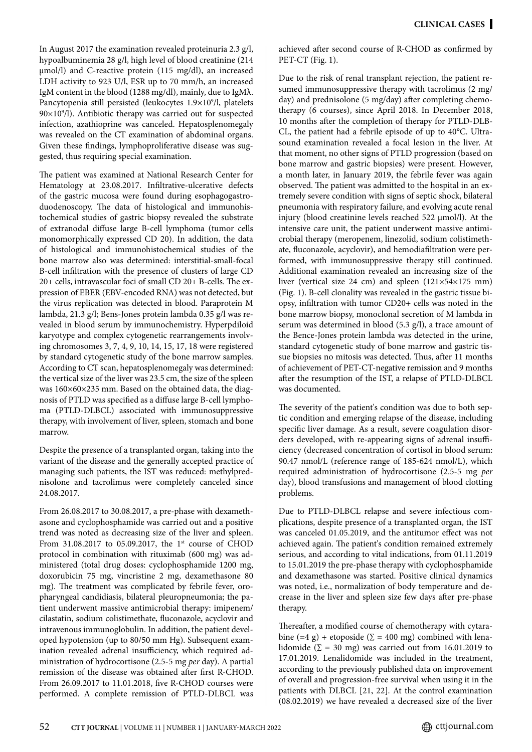In August 2017 the examination revealed proteinuria 2.3 g/l, hypoalbuminemia 28 g/l, high level of blood creatinine (214 μmol/l) and C-reactive protein (115 mg/dl), an increased LDH activity to 923 U/l, ESR up to 70 mm/h, an increased IgM content in the blood (1288 mg/dl), mainly, due to IgMλ. Pancytopenia still persisted (leukocytes $1.9\times10^9$/l, platelets $90\times10^9$/l). Antibiotic therapy was carried out for suspected infection, azathioprine was canceled. Hepatosplenomegaly was revealed on the CT examination of abdominal organs. Given these findings, lymphoproliferative disease was suggested, thus requiring special examination.

The patient was examined at National Research Center for Hematology at 23.08.2017. Infiltrative-ulcerative defects of the gastric mucosa were found during esophagogastroduodenoscopy. The data of histological and immunohistochemical studies of gastric biopsy revealed the substrate of extranodal diffuse large B-cell lymphoma (tumor cells monomorphically expressed CD 20). In addition, the data of histological and immunohistochemical studies of the bone marrow also was determined: interstitial-small-focal B-cell infiltration with the presence of clusters of large CD 20+ cells, intravascular foci of small CD 20+ B-cells. The expression of EBER (EBV-encoded RNA) was not detected, but the virus replication was detected in blood. Paraprotein M lambda, 21.3 g/l; Bens-Jones protein lambda 0.35 g/l was revealed in blood serum by immunochemistry. Hyperpdiloid karyotype and complex cytogenetic rearrangements involving chromosomes 3, 7, 4, 9, 10, 14, 15, 17, 18 were registered by standard cytogenetic study of the bone marrow samples. According to CT scan, hepatosplenomegaly was determined: the vertical size of the liver was 23.5 cm, the size of the spleen was 160×60×235 mm. Based on the obtained data, the diagnosis of PTLD was specified as a diffuse large B-cell lymphoma (PTLD-DLBCL) associated with immunosuppressive therapy, with involvement of liver, spleen, stomach and bone marrow.

Despite the presence of a transplanted organ, taking into the variant of the disease and the generally accepted practice of managing such patients, the IST was reduced: methylprednisolone and tacrolimus were completely canceled since 24.08.2017.

From 26.08.2017 to 30.08.2017, a pre-phase with dexamethasone and cyclophosphamide was carried out and a positive trend was noted as decreasing size of the liver and spleen. From 31.08.2017 to 05.09.2017, the 1st course of CHOD protocol in combination with rituximab (600 mg) was administered (total drug doses: cyclophosphamide 1200 mg, doxorubicin 75 mg, vincristine 2 mg, dexamethasone 80 mg). The treatment was complicated by febrile fever, oropharyngeal candidiasis, bilateral pleuropneumonia; the patient underwent massive antimicrobial therapy: imipenem/cilastatin, sodium colistimethate, fluconazole, acyclovir and intravenous immunoglobulin. In addition, the patient developed hypotension (up to 80/50 mm Hg). Subsequent examination revealed adrenal insufficiency, which required administration of hydrocortisone (2.5-5 mg *per* day). A partial remission of the disease was obtained after first R-CHOD. From 26.09.2017 to 11.01.2018, five R-CHOD courses were performed. A complete remission of PTLD-DLBCL was achieved after second course of R-CHOD as confirmed by PET-CT (Fig. 1).

Due to the risk of renal transplant rejection, the patient resumed immunosuppressive therapy with tacrolimus (2 mg/day) and prednisolone (5 mg/day) after completing chemotherapy (6 courses), since April 2018. In December 2018, 10 months after the completion of therapy for PTLD-DLBCL, the patient had a febrile episode of up to 40°C. Ultrasound examination revealed a focal lesion in the liver. At that moment, no other signs of PTLD progression (based on bone marrow and gastric biopsies) were present. However, a month later, in January 2019, the febrile fever was again observed. The patient was admitted to the hospital in an extremely severe condition with signs of septic shock, bilateral pneumonia with respiratory failure, and evolving acute renal injury (blood creatinine levels reached 522 μmol/l). At the intensive care unit, the patient underwent massive antimicrobial therapy (meropenem, linezolid, sodium colistimethate, fluconazole, acyclovir), and hemodiafiltration were performed, with immunosuppressive therapy still continued. Additional examination revealed an increasing size of the liver (vertical size 24 cm) and spleen (121×54×175 mm) (Fig. 1). B-cell clonality was revealed in the gastric tissue biopsy, infiltration with tumor CD20+ cells was noted in the bone marrow biopsy, monoclonal secretion of M lambda in serum was determined in blood (5.3 g/l), a trace amount of the Bence-Jones protein lambda was detected in the urine, standard cytogenetic study of bone marrow and gastric tissue biopsies no mitosis was detected. Thus, after 11 months of achievement of PET-CT-negative remission and 9 months after the resumption of the IST, a relapse of PTLD-DLBCL was documented.

The severity of the patient's condition was due to both septic condition and emerging relapse of the disease, including specific liver damage. As a result, severe coagulation disorders developed, with re-appearing signs of adrenal insufficiency (decreased concentration of cortisol in blood serum: 90.47 nmol/L (reference range of 185-624 nmol/L), which required administration of hydrocortisone (2.5-5 mg *per* day), blood transfusions and management of blood clotting problems.

Due to PTLD-DLBCL relapse and severe infectious complications, despite presence of a transplanted organ, the IST was canceled 01.05.2019, and the antitumor effect was not achieved again. The patient's condition remained extremely serious, and according to vital indications, from 01.11.2019 to 15.01.2019 the pre-phase therapy with cyclophosphamide and dexamethasone was started. Positive clinical dynamics was noted, i.e., normalization of body temperature and decrease in the liver and spleen size few days after pre-phase therapy.

Thereafter, a modified course of chemotherapy with cytarabine (=4 g) + etoposide ($\Sigma$ = 400 mg) combined with lenalidomide ($\Sigma$ = 30 mg) was carried out from 16.01.2019 to 17.01.2019. Lenalidomide was included in the treatment, according to the previously published data on improvement of overall and progression-free survival when using it in the patients with DLBCL [21, 22]. At the control examination (08.02.2019) we have revealed a decreased size of the liver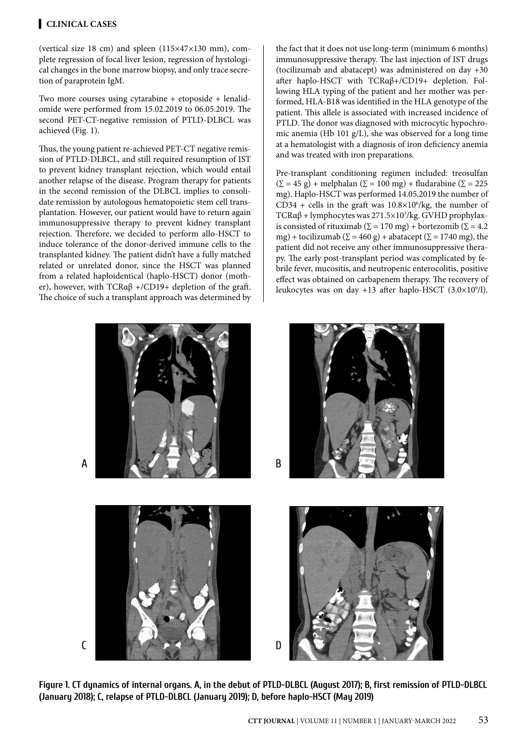(vertical size 18 cm) and spleen (115×47×130 mm), complete regression of focal liver lesion, regression of histological changes in the bone marrow biopsy, and only trace secretion of paraprotein IgM.

Two more courses using cytarabine + etoposide + lenalidomide were performed from 15.02.2019 to 06.05.2019. The second PET-CT-negative remission of PTLD-DLBCL was achieved (Fig. 1).

Thus, the young patient re-achieved PET-CT negative remission of PTLD-DLBCL, and still required resumption of IST to prevent kidney transplant rejection, which would entail another relapse of the disease. Program therapy for patients in the second remission of the DLBCL implies to consolidate remission by autologous hematopoietic stem cell transplantation. However, our patient would have to return again immunosuppressive therapy to prevent kidney transplant rejection. Therefore, we decided to perform allo-HSCT to induce tolerance of the donor-derived immune cells to the transplanted kidney. The patient didn't have a fully matched related or unrelated donor, since the HSCT was planned from a related haploidentical (haplo-HSCT) donor (mother), however, with TCRαβ +/CD19+ depletion of the graft. The choice of such a transplant approach was determined by the fact that it does not use long-term (minimum 6 months) immunosuppressive therapy. The last injection of IST drugs (tocilizumab and abatacept) was administered on day +30 after haplo-HSCT with TCRαβ+/CD19+ depletion. Following HLA typing of the patient and her mother was performed, HLA-B18 was identified in the HLA genotype of the patient. This allele is associated with increased incidence of PTLD. The donor was diagnosed with microcytic hypochromic anemia (Hb 101 g/L), she was observed for a long time at a hematologist with a diagnosis of iron deficiency anemia and was treated with iron preparations.

Pre-transplant conditioning regimen included: treosulfan ($\Sigma$ = 45 g) + melphalan ($\Sigma$ = 100 mg) + fludarabine ($\Sigma$ = 225 mg). Haplo-HSCT was performed 14.05.2019 the number of CD34 + cells in the graft was $10.8\times10^6$/kg, the number of TCRαβ + lymphocytes was $271.5\times10^3$/kg. GVHD prophylaxis consisted of rituximab ($\Sigma$ = 170 mg) + bortezomib ($\Sigma$ = 4.2 mg) + tocilizumab ($\Sigma$ = 460 g) + abatacept ($\Sigma$ = 1740 mg), the patient did not receive any other immunosuppressive therapy. The early post-transplant period was complicated by febrile fever, mucositis, and neutropenic enterocolitis, positive effect was obtained on carbapenem therapy. The recovery of leukocytes was on day +13 after haplo-HSCT ($3.0\times10^9$/l).

**Figure 1. CT dynamics of internal organs. A, in the debut of PTLD-DLBCL (August 2017); B, first remission of PTLD-DLBCL (January 2018); C, relapse of PTLD-DLBCL (January 2019); D, before haplo-HSCT (May 2019)**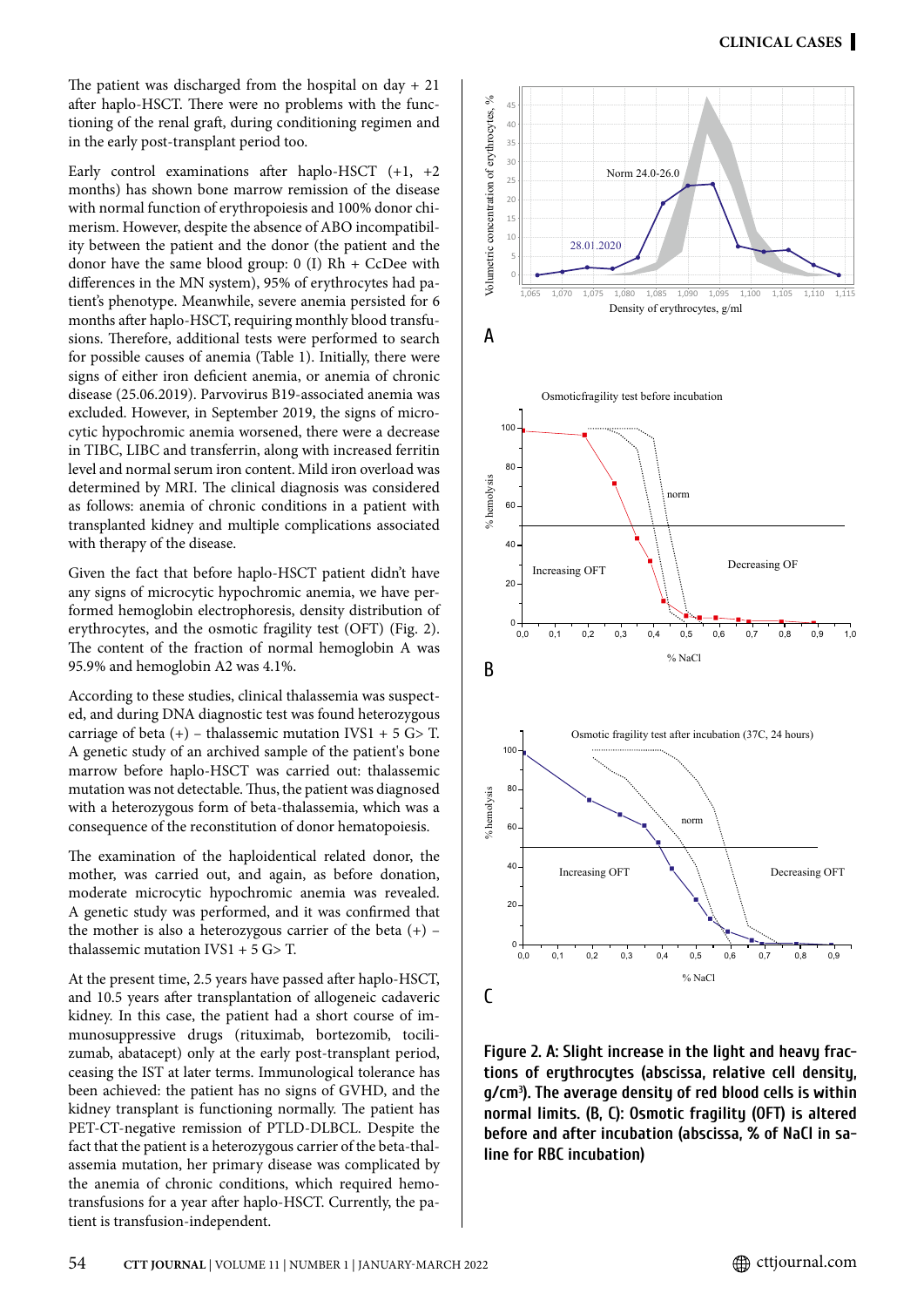The patient was discharged from the hospital on day + 21 after haplo-HSCT. There were no problems with the functioning of the renal graft, during conditioning regimen and in the early post-transplant period too.

Early control examinations after haplo-HSCT (+1, +2 months) has shown bone marrow remission of the disease with normal function of erythropoiesis and 100% donor chimerism. However, despite the absence of ABO incompatibility between the patient and the donor (the patient and the donor have the same blood group: 0 (I) Rh + CcDee with differences in the MN system), 95% of erythrocytes had patient's phenotype. Meanwhile, severe anemia persisted for 6 months after haplo-HSCT, requiring monthly blood transfusions. Therefore, additional tests were performed to search for possible causes of anemia (Table 1). Initially, there were signs of either iron deficient anemia, or anemia of chronic disease (25.06.2019). Parvovirus B19-associated anemia was excluded. However, in September 2019, the signs of microcytic hypochromic anemia worsened, there were a decrease in TIBC, LIBC and transferrin, along with increased ferritin level and normal serum iron content. Mild iron overload was determined by MRI. The clinical diagnosis was considered as follows: anemia of chronic conditions in a patient with transplanted kidney and multiple complications associated with therapy of the disease.

Given the fact that before haplo-HSCT patient didn't have any signs of microcytic hypochromic anemia, we have performed hemoglobin electrophoresis, density distribution of erythrocytes, and the osmotic fragility test (OFT) (Fig. 2). The content of the fraction of normal hemoglobin A was 95.9% and hemoglobin A2 was 4.1%.

According to these studies, clinical thalassemia was suspected, and during DNA diagnostic test was found heterozygous carriage of beta (+) – thalassemic mutation IVS1 + 5 G> T. A genetic study of an archived sample of the patient's bone marrow before haplo-HSCT was carried out: thalassemic mutation was not detectable. Thus, the patient was diagnosed with a heterozygous form of beta-thalassemia, which was a consequence of the reconstitution of donor hematopoiesis.

The examination of the haploidentical related donor, the mother, was carried out, and again, as before donation, moderate microcytic hypochromic anemia was revealed. A genetic study was performed, and it was confirmed that the mother is also a heterozygous carrier of the beta (+) – thalassemic mutation IVS1 + 5 G> T.

At the present time, 2.5 years have passed after haplo-HSCT, and 10.5 years after transplantation of allogeneic cadaveric kidney. In this case, the patient had a short course of immunosuppressive drugs (rituximab, bortezomib, tocilizumab, abatacept) only at the early post-transplant period, ceasing the IST at later terms. Immunological tolerance has been achieved: the patient has no signs of GVHD, and the kidney transplant is functioning normally. The patient has PET-CT-negative remission of PTLD-DLBCL. Despite the fact that the patient is a heterozygous carrier of the beta-thalassemia mutation, her primary disease was complicated by the anemia of chronic conditions, which required hemotransfusions for a year after haplo-HSCT. Currently, the patient is transfusion-independent.

**Figure 2. A: Slight increase in the light and heavy fractions of erythrocytes (abscissa, relative cell density, g/cm³). The average density of red blood cells is within normal limits. (B, C): Osmotic fragility (OFT) is altered before and after incubation (abscissa, % of NaCl in saline for RBC incubation)**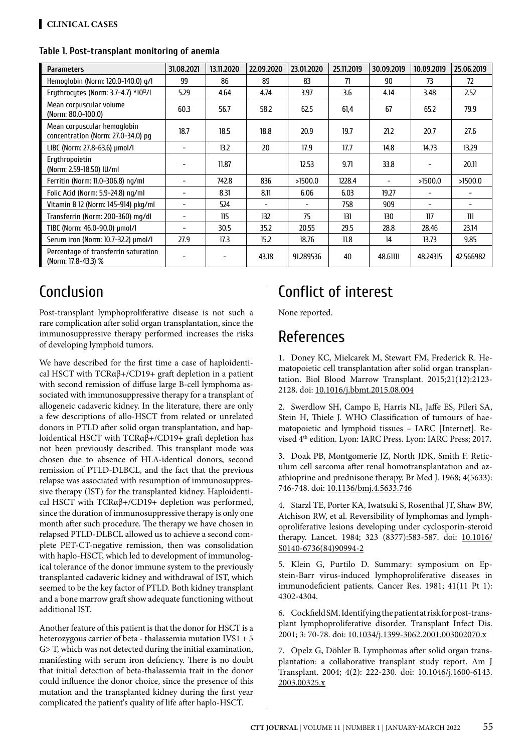**Table 1. Post-transplant monitoring of anemia**

| Parameters | 31.08.2021 | 13.11.2020 | 22.09.2020 | 23.01.2020 | 25.11.2019 | 30.09.2019 | 10.09.2019 | 25.06.2019 |
|---|---|---|---|---|---|---|---|---|
| Hemoglobin (Norm: 120.0-140.0) g/l | 99 | 86 | 89 | 83 | 71 | 90 | 73 | 72 |
| Erythrocytes (Norm: 3.7-4.7) $*10^{12}$/l | 5.29 | 4.64 | 4.74 | 3.97 | 3.6 | 4.14 | 3.48 | 2.52 |
| Mean corpuscular volume (Norm: 80.0-100.0) | 60.3 | 56.7 | 58.2 | 62.5 | 61,4 | 67 | 65.2 | 79.9 |
| Mean corpuscular hemoglobin concentration (Norm: 27.0-34,0) pg | 18.7 | 18.5 | 18.8 | 20.9 | 19.7 | 21.2 | 20.7 | 27.6 |
| LIBC (Norm: 27.8-63.6) µmol/l | - | 13.2 | 20 | 17.9 | 17.7 | 14.8 | 14.73 | 13.29 |
| Erythropoietin (Norm: 2.59-18.50) IU/ml | - | 11.87 | | 12.53 | 9.71 | 33.8 | - | 20.11 |
| Ferritin (Norm: 11.0-306.8) ng/ml | - | 742.8 | 836 | >1500.0 | 1228.4 | - | >1500.0 | >1500.0 |
| Folic Acid (Norm: 5.9-24.8) ng/ml | - | 8.31 | 8.11 | 6.06 | 6.03 | 19.27 | - | - |
| Vitamin B 12 (Norm: 145-914) pkg/ml | - | 524 | - | - | 758 | 909 | - | - |
| Transferrin (Norm: 200-360) mg/dl | - | 115 | 132 | 75 | 131 | 130 | 117 | 111 |
| TIBC (Norm: 46.0-90.0) µmol/l | - | 30.5 | 35.2 | 20.55 | 29.5 | 28.8 | 28.46 | 23.14 |
| Serum iron (Norm: 10.7-32.2) µmol/l | 27.9 | 17.3 | 15.2 | 18.76 | 11.8 | 14 | 13.73 | 9.85 |
| Percentage of transferrin saturation (Norm: 17.8-43.3) % | - | - | 43.18 | 91.289536 | 40 | 48.61111 | 48.24315 | 42.566982 |

# Conclusion

Post-transplant lymphoproliferative disease is not such a rare complication after solid organ transplantation, since the immunosuppressive therapy performed increases the risks of developing lymphoid tumors.

We have described for the first time a case of haploidentical HSCT with TCRαβ+/CD19+ graft depletion in a patient with second remission of diffuse large B-cell lymphoma associated with immunosuppressive therapy for a transplant of allogeneic cadaveric kidney. In the literature, there are only a few descriptions of allo-HSCT from related or unrelated donors in PTLD after solid organ transplantation, and haploidentical HSCT with TCRαβ+/CD19+ graft depletion has not been previously described. This transplant mode was chosen due to absence of HLA-identical donors, second remission of PTLD-DLBCL, and the fact that the previous relapse was associated with resumption of immunosuppressive therapy (IST) for the transplanted kidney. Haploidentical HSCT with TCRαβ+/CD19+ depletion was performed, since the duration of immunosuppressive therapy is only one month after such procedure. The therapy we have chosen in relapsed PTLD-DLBCL allowed us to achieve a second complete PET-CT-negative remission, then was consolidation with haplo-HSCT, which led to development of immunological tolerance of the donor immune system to the previously transplanted cadaveric kidney and withdrawal of IST, which seemed to be the key factor of PTLD. Both kidney transplant and a bone marrow graft show adequate functioning without additional IST.

Another feature of this patient is that the donor for HSCT is a heterozygous carrier of beta - thalassemia mutation IVS1 + 5 G> T, which was not detected during the initial examination, manifesting with serum iron deficiency. There is no doubt that initial detection of beta-thalassemia trait in the donor could influence the donor choice, since the presence of this mutation and the transplanted kidney during the first year complicated the patient's quality of life after haplo-HSCT.

# Conflict of interest

None reported.

# References

1. Doney KC, Mielcarek M, Stewart FM, Frederick R. Hematopoietic cell transplantation after solid organ transplantation. Biol Blood Marrow Transplant. 2015;21(12):2123-2128. doi: 10.1016/j.bbmt.2015.08.004

2. Swerdlow SH, Campo E, Harris NL, Jaffe ES, Pileri SA, Stein H, Thiele J. WHO Classification of tumours of haematopoietic and lymphoid tissues – IARC [Internet]. Revised 4th edition. Lyon: IARC Press. Lyon: IARC Press; 2017.

3. Doak PB, Montgomerie JZ, North JDK, Smith F. Reticulum cell sarcoma after renal homotransplantation and azathioprine and prednisone therapy. Br Med J. 1968; 4(5633): 746-748. doi: 10.1136/bmj.4.5633.746

4. Starzl TE, Porter KA, Iwatsuki S, Rosenthal JT, Shaw BW, Atchison RW, et al. Reversibility of lymphomas and lymphoproliferative lesions developing under cyclosporin-steroid therapy. Lancet. 1984; 323 (8377):583-587. doi: 10.1016/S0140-6736(84)90994-2

5. Klein G, Purtilo D. Summary: symposium on Epstein-Barr virus-induced lymphoproliferative diseases in immunodeficient patients. Cancer Res. 1981; 41(11 Pt 1): 4302-4304.

6. Cockfield SM. Identifying the patient at risk for post-transplant lymphoproliferative disorder. Transplant Infect Dis. 2001; 3: 70-78. doi: 10.1034/j.1399-3062.2001.003002070.x

7. Opelz G, Döhler B. Lymphomas after solid organ transplantation: a collaborative transplant study report. Am J Transplant. 2004; 4(2): 222-230. doi: 10.1046/j.1600-6143.2003.00325.x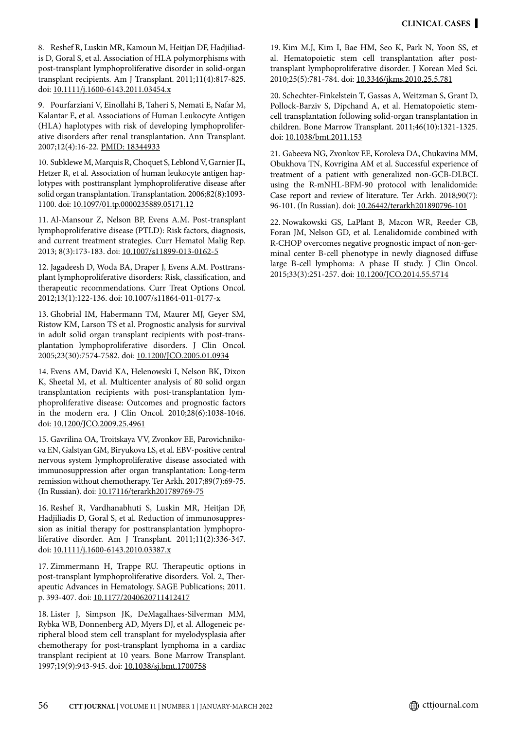8. Reshef R, Luskin MR, Kamoun M, Heitjan DF, Hadjiliadis D, Goral S, et al. Association of HLA polymorphisms with post-transplant lymphoproliferative disorder in solid-organ transplant recipients. Am J Transplant. 2011;11(4):817-825. doi: 10.1111/j.1600-6143.2011.03454.x

9. Pourfarziani V, Einollahi B, Taheri S, Nemati E, Nafar M, Kalantar E, et al. Associations of Human Leukocyte Antigen (HLA) haplotypes with risk of developing lymphoproliferative disorders after renal transplantation. Ann Transplant. 2007;12(4):16-22. PMID: 18344933

10. Subklewe M, Marquis R, Choquet S, Leblond V, Garnier JL, Hetzer R, et al. Association of human leukocyte antigen haplotypes with posttransplant lymphoproliferative disease after solid organ transplantation. Transplantation. 2006;82(8):1093-1100. doi: 10.1097/01.tp.0000235889.05171.12

11. Al-Mansour Z, Nelson BP, Evens A.M. Post-transplant lymphoproliferative disease (PTLD): Risk factors, diagnosis, and current treatment strategies. Curr Hematol Malig Rep. 2013; 8(3):173-183. doi: 10.1007/s11899-013-0162-5

12. Jagadeesh D, Woda BA, Draper J, Evens A.M. Posttransplant lymphoproliferative disorders: Risk, classification, and therapeutic recommendations. Curr Treat Options Oncol. 2012;13(1):122-136. doi: 10.1007/s11864-011-0177-x

13. Ghobrial IM, Habermann TM, Maurer MJ, Geyer SM, Ristow KM, Larson TS et al. Prognostic analysis for survival in adult solid organ transplant recipients with post-transplantation lymphoproliferative disorders. J Clin Oncol. 2005;23(30):7574-7582. doi: 10.1200/JCO.2005.01.0934

14. Evens AM, David KA, Helenowski I, Nelson BK, Dixon K, Sheetal M, et al. Multicenter analysis of 80 solid organ transplantation recipients with post-transplantation lymphoproliferative disease: Outcomes and prognostic factors in the modern era. J Clin Oncol. 2010;28(6):1038-1046. doi: 10.1200/JCO.2009.25.4961

15. Gavrilina OA, Troitskaya VV, Zvonkov EE, Parovichnikova EN, Galstyan GM, Biryukova LS, et al. EBV-positive central nervous system lymphoproliferative disease associated with immunosuppression after organ transplantation: Long-term remission without chemotherapy. Ter Arkh. 2017;89(7):69-75. (In Russian). doi: 10.17116/terarkh201789769-75

16. Reshef R, Vardhanabhuti S, Luskin MR, Heitjan DF, Hadjiliadis D, Goral S, et al. Reduction of immunosuppression as initial therapy for posttransplantation lymphoproliferative disorder. Am J Transplant. 2011;11(2):336-347. doi: 10.1111/j.1600-6143.2010.03387.x

17. Zimmermann H, Trappe RU. Therapeutic options in post-transplant lymphoproliferative disorders. Vol. 2, Therapeutic Advances in Hematology. SAGE Publications; 2011. p. 393-407. doi: 10.1177/2040620711412417

18. Lister J, Simpson JK, DeMagalhaes-Silverman MM, Rybka WB, Donnenberg AD, Myers DJ, et al. Allogeneic peripheral blood stem cell transplant for myelodysplasia after chemotherapy for post-transplant lymphoma in a cardiac transplant recipient at 10 years. Bone Marrow Transplant. 1997;19(9):943-945. doi: 10.1038/sj.bmt.1700758

19. Kim M.J, Kim I, Bae HM, Seo K, Park N, Yoon SS, et al. Hematopoietic stem cell transplantation after post-transplant lymphoproliferative disorder. J Korean Med Sci. 2010;25(5):781-784. doi: 10.3346/jkms.2010.25.5.781

20. Schechter-Finkelstein T, Gassas A, Weitzman S, Grant D, Pollock-Barziv S, Dipchand A, et al. Hematopoietic stem-cell transplantation following solid-organ transplantation in children. Bone Marrow Transplant. 2011;46(10):1321-1325. doi: 10.1038/bmt.2011.153

21. Gabeeva NG, Zvonkov EE, Koroleva DA, Chukavina MM, Obukhova TN, Kovrigina AM et al. Successful experience of treatment of a patient with generalized non-GCB-DLBCL using the R-mNHL-BFM-90 protocol with lenalidomide: Case report and review of literature. Ter Arkh. 2018;90(7): 96-101. (In Russian). doi: 10.26442/terarkh201890796-101

22. Nowakowski GS, LaPlant B, Macon WR, Reeder CB, Foran JM, Nelson GD, et al. Lenalidomide combined with R-CHOP overcomes negative prognostic impact of non-germinal center B-cell phenotype in newly diagnosed diffuse large B-cell lymphoma: A phase II study. J Clin Oncol. 2015;33(3):251-257. doi: 10.1200/JCO.2014.55.5714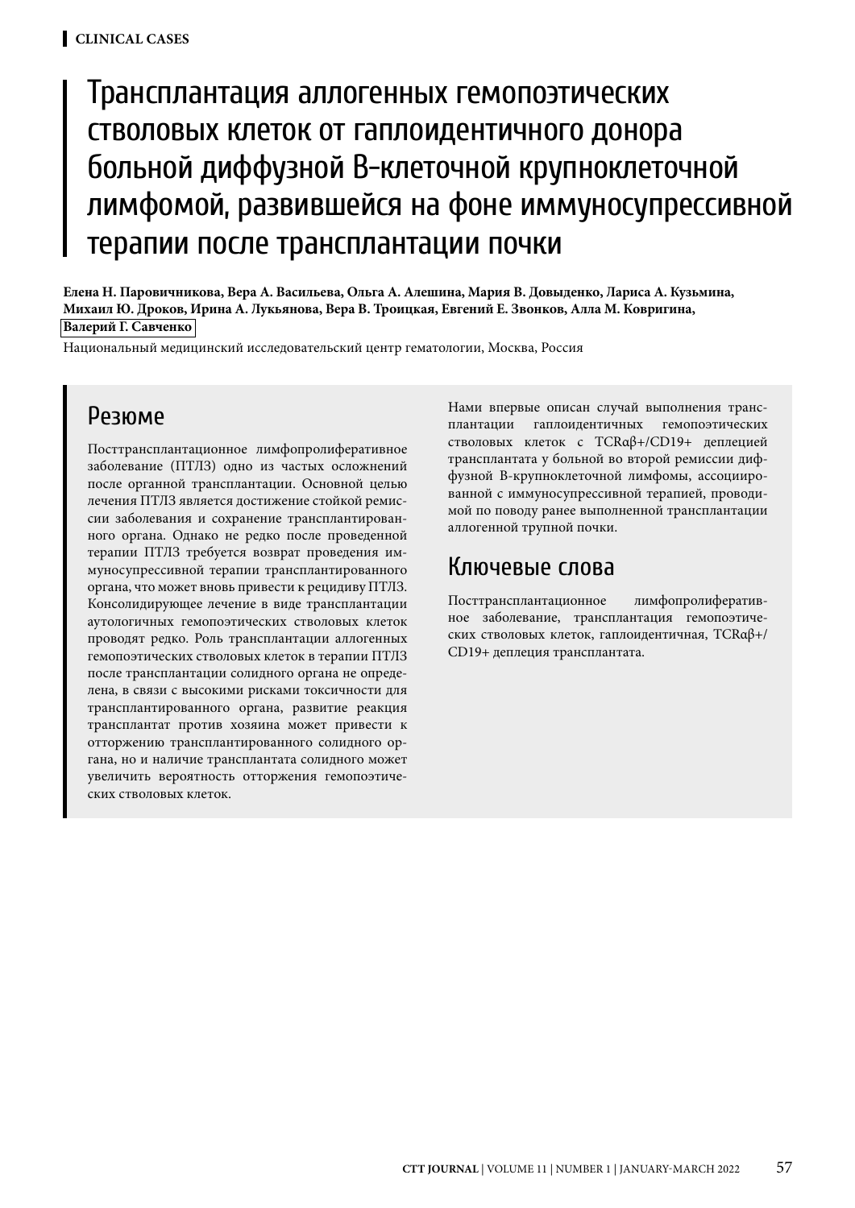CLINICAL CASES

# Трансплантация аллогенных гемопоэтических стволовых клеток от гаплоидентичного донора больной диффузной В-клеточной крупноклеточной лимфомой, развившейся на фоне иммуносупрессивной терапии после трансплантации почки

**Елена Н. Паровичникова, Вера А. Васильева, Ольга А. Алешина, Мария В. Довыденко, Лариса А. Кузьмина, Михаил Ю. Дроков, Ирина А. Лукьянова, Вера В. Троицкая, Евгений Е. Звонков, Алла М. Ковригина, Валерий Г. Савченко**

Национальный медицинский исследовательский центр гематологии, Москва, Россия

## Резюме

Посттрансплантационное лимфопролиферативное заболевание (ПТЛЗ) одно из частых осложнений после органной трансплантации. Основной целью лечения ПТЛЗ является достижение стойкой ремиссии заболевания и сохранение трансплантированного органа. Однако не редко после проведенной терапии ПТЛЗ требуется возврат проведения иммуносупрессивной терапии трансплантированного органа, что может вновь привести к рецидиву ПТЛЗ. Консолидирующее лечение в виде трансплантации аутологичных гемопоэтических стволовых клеток проводят редко. Роль трансплантации аллогенных гемопоэтических стволовых клеток в терапии ПТЛЗ после трансплантации солидного органа не определена, в связи с высокими рисками токсичности для трансплантированного органа, развитие реакция трансплантат против хозяина может привести к отторжению трансплантированного солидного органа, но и наличие трансплантата солидного может увеличить вероятность отторжения гемопоэтических стволовых клеток.

Нами впервые описан случай выполнения трансплантации гаплоидентичных гемопоэтических стволовых клеток с TCRαβ+/CD19+ деплецией трансплантата у больной во второй ремиссии диффузной В-крупноклеточной лимфомы, ассоциированной с иммуносупрессивной терапией, проводимой по поводу ранее выполненной трансплантации аллогенной трупной почки.

## Ключевые слова

Посттрансплантационное лимфопролиферативное заболевание, трансплантация гемопоэтических стволовых клеток, гаплоидентичная, TCRαβ+/CD19+ деплеция трансплантата.